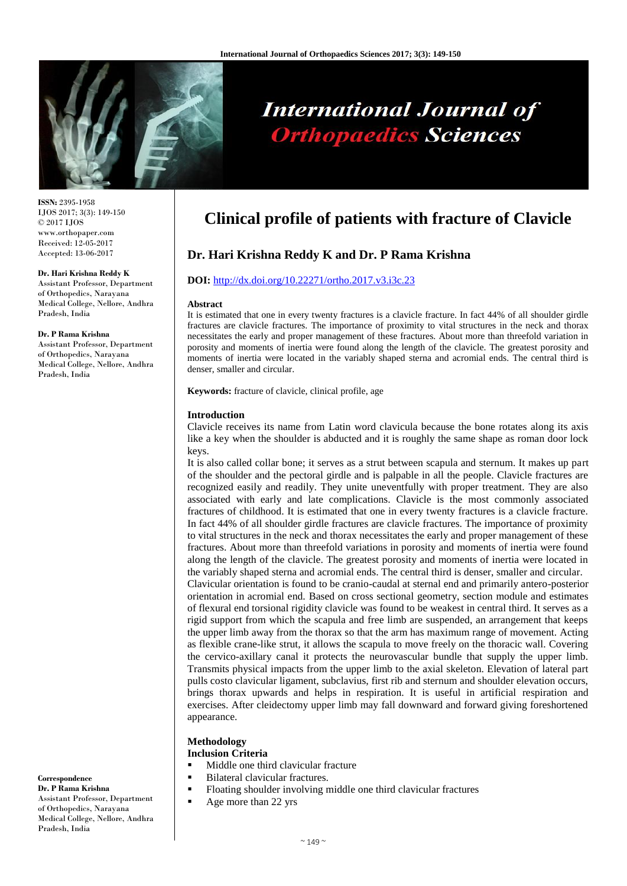ISSN: 2395-1958
IJOS 2017; 3(3): 149-150
© 2017 IJOS
www.orthopaper.com
Received: 12-05-2017
Accepted: 13-06-2017

**Dr. Hari Krishna Reddy K**
Assistant Professor, Department of Orthopedics, Narayana Medical College, Nellore, Andhra Pradesh, India

**Dr. P Rama Krishna**
Assistant Professor, Department of Orthopedics, Narayana Medical College, Nellore, Andhra Pradesh, India

**Correspondence**
**Dr. P Rama Krishna**
Assistant Professor, Department of Orthopedics, Narayana Medical College, Nellore, Andhra Pradesh, India

# Clinical profile of patients with fracture of Clavicle

## Dr. Hari Krishna Reddy K and Dr. P Rama Krishna

**DOI:** http://dx.doi.org/10.22271/ortho.2017.v3.i3c.23

### Abstract

It is estimated that one in every twenty fractures is a clavicle fracture. In fact 44% of all shoulder girdle fractures are clavicle fractures. The importance of proximity to vital structures in the neck and thorax necessitates the early and proper management of these fractures. About more than threefold variation in porosity and moments of inertia were found along the length of the clavicle. The greatest porosity and moments of inertia were located in the variably shaped sterna and acromial ends. The central third is denser, smaller and circular.

**Keywords:** fracture of clavicle, clinical profile, age

### Introduction

Clavicle receives its name from Latin word clavicula because the bone rotates along its axis like a key when the shoulder is abducted and it is roughly the same shape as roman door lock keys.

It is also called collar bone; it serves as a strut between scapula and sternum. It makes up part of the shoulder and the pectoral girdle and is palpable in all the people. Clavicle fractures are recognized easily and readily. They unite uneventfully with proper treatment. They are also associated with early and late complications. Clavicle is the most commonly associated fractures of childhood. It is estimated that one in every twenty fractures is a clavicle fracture. In fact 44% of all shoulder girdle fractures are clavicle fractures. The importance of proximity to vital structures in the neck and thorax necessitates the early and proper management of these fractures. About more than threefold variations in porosity and moments of inertia were found along the length of the clavicle. The greatest porosity and moments of inertia were located in the variably shaped sterna and acromial ends. The central third is denser, smaller and circular.

Clavicular orientation is found to be cranio-caudal at sternal end and primarily antero-posterior orientation in acromial end. Based on cross sectional geometry, section module and estimates of flexural end torsional rigidity clavicle was found to be weakest in central third. It serves as a rigid support from which the scapula and free limb are suspended, an arrangement that keeps the upper limb away from the thorax so that the arm has maximum range of movement. Acting as flexible crane-like strut, it allows the scapula to move freely on the thoracic wall. Covering the cervico-axillary canal it protects the neurovascular bundle that supply the upper limb. Transmits physical impacts from the upper limb to the axial skeleton. Elevation of lateral part pulls costo clavicular ligament, subclavius, first rib and sternum and shoulder elevation occurs, brings thorax upwards and helps in respiration. It is useful in artificial respiration and exercises. After cleidectomy upper limb may fall downward and forward giving foreshortened appearance.

### Methodology

**Inclusion Criteria**

- Middle one third clavicular fracture
- Bilateral clavicular fractures.
- Floating shoulder involving middle one third clavicular fractures
- Age more than 22 yrs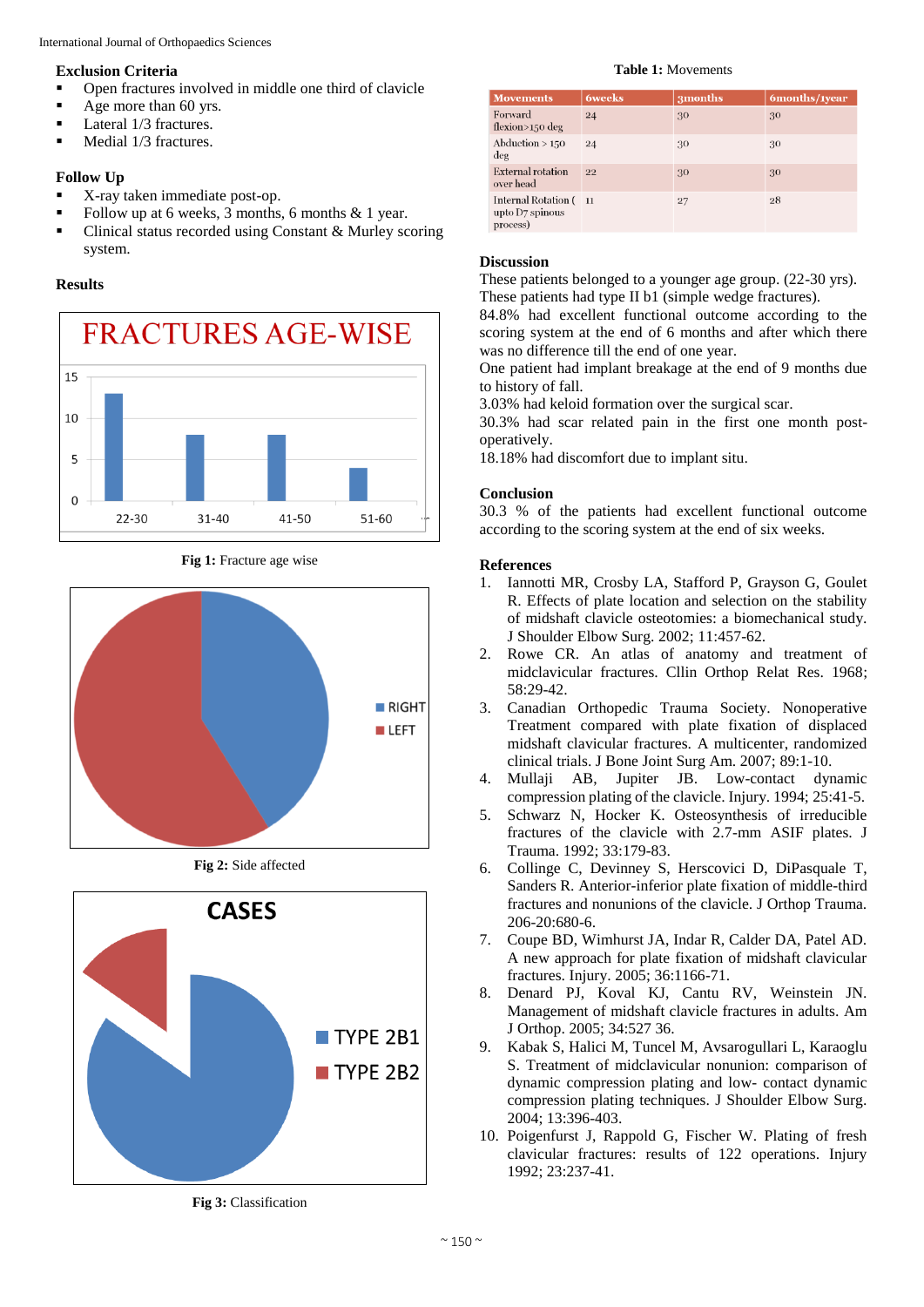### Exclusion Criteria

- Open fractures involved in middle one third of clavicle
- Age more than 60 yrs.
- Lateral 1/3 fractures.
- Medial 1/3 fractures.

### Follow Up

- X-ray taken immediate post-op.
- Follow up at 6 weeks, 3 months, 6 months & 1 year.
- Clinical status recorded using Constant & Murley scoring system.

### Results

FRACTURES AGE-WISE

15
10
5
0
22-30
31-40
41-50
51-60

**Fig 1:** Fracture age wise

RIGHT
LEFT

**Fig 2:** Side affected

CASES

TYPE 2B1
TYPE 2B2

**Fig 3:** Classification

**Table 1:** Movements

| Movements | 6weeks | 3months | 6months/1year |
|---|---|---|---|
| Forward flexion>150 deg | 24 | 30 | 30 |
| Abduction > 150 deg | 24 | 30 | 30 |
| External rotation over head | 22 | 30 | 30 |
| Internal Rotation ( upto D7 spinous process) | 11 | 27 | 28 |

### Discussion

These patients belonged to a younger age group. (22-30 yrs).
These patients had type II b1 (simple wedge fractures).
84.8% had excellent functional outcome according to the scoring system at the end of 6 months and after which there was no difference till the end of one year.
One patient had implant breakage at the end of 9 months due to history of fall.
3.03% had keloid formation over the surgical scar.
30.3% had scar related pain in the first one month post-operatively.
18.18% had discomfort due to implant situ.

### Conclusion

30.3 % of the patients had excellent functional outcome according to the scoring system at the end of six weeks.

### References

1. Iannotti MR, Crosby LA, Stafford P, Grayson G, Goulet R. Effects of plate location and selection on the stability of midshaft clavicle osteotomies: a biomechanical study. J Shoulder Elbow Surg. 2002; 11:457-62.
2. Rowe CR. An atlas of anatomy and treatment of midclavicular fractures. Cllin Orthop Relat Res. 1968; 58:29-42.
3. Canadian Orthopedic Trauma Society. Nonoperative Treatment compared with plate fixation of displaced midshaft clavicular fractures. A multicenter, randomized clinical trials. J Bone Joint Surg Am. 2007; 89:1-10.
4. Mullaji AB, Jupiter JB. Low-contact dynamic compression plating of the clavicle. Injury. 1994; 25:41-5.
5. Schwarz N, Hocker K. Osteosynthesis of irreducible fractures of the clavicle with 2.7-mm ASIF plates. J Trauma. 1992; 33:179-83.
6. Collinge C, Devinney S, Herscovici D, DiPasquale T, Sanders R. Anterior-inferior plate fixation of middle-third fractures and nonunions of the clavicle. J Orthop Trauma. 206-20:680-6.
7. Coupe BD, Wimhurst JA, Indar R, Calder DA, Patel AD. A new approach for plate fixation of midshaft clavicular fractures. Injury. 2005; 36:1166-71.
8. Denard PJ, Koval KJ, Cantu RV, Weinstein JN. Management of midshaft clavicle fractures in adults. Am J Orthop. 2005; 34:527 36.
9. Kabak S, Halici M, Tuncel M, Avsarogullari L, Karaoglu S. Treatment of midclavicular nonunion: comparison of dynamic compression plating and low- contact dynamic compression plating techniques. J Shoulder Elbow Surg. 2004; 13:396-403.
10. Poigenfurst J, Rappold G, Fischer W. Plating of fresh clavicular fractures: results of 122 operations. Injury 1992; 23:237-41.